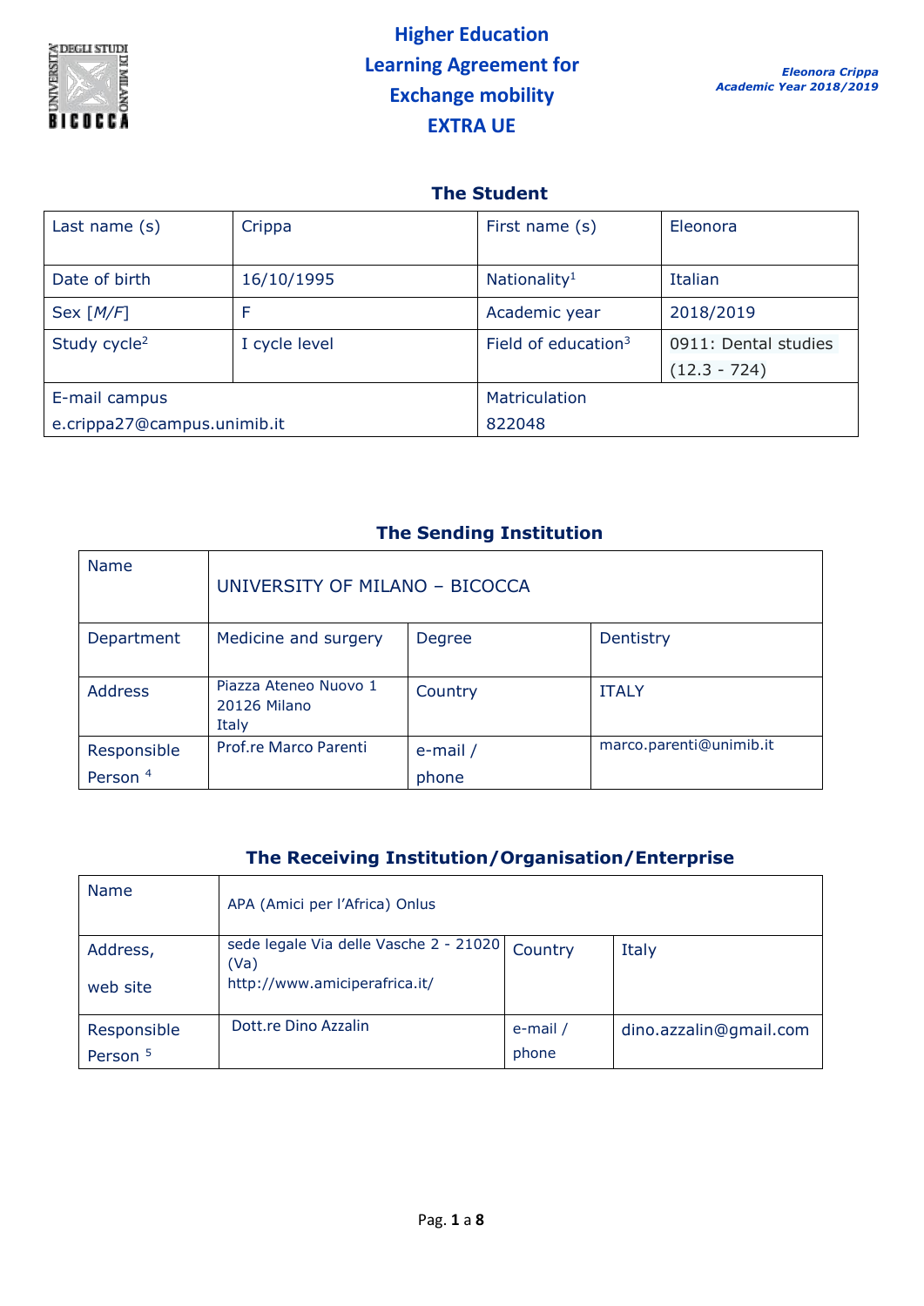# Higher Education Learning Agreement for Exchange mobility EXTRA UE

*Eleonora Crippa*
*Academic Year 2018/2019*

## The Student

| | | | |
|---|---|---|---|
| Last name (s) | Crippa | First name (s) | Eleonora |
| Date of birth | 16/10/1995 | Nationality[1] | Italian |
| Sex [*M/F*] | F | Academic year | 2018/2019 |
| Study cycle[2] | I cycle level | Field of education[3] | 0911: Dental studies (12.3 - 724) |
| E-mail campus e.crippa27@campus.unimib.it | | Matriculation 822048 | |

## The Sending Institution

| | | | |
|---|---|---|---|
| Name | UNIVERSITY OF MILANO – BICOCCA | | |
| Department | Medicine and surgery | Degree | Dentistry |
| Address | Piazza Ateneo Nuovo 1 20126 Milano Italy | Country | ITALY |
| Responsible Person [4] | Prof.re Marco Parenti | e-mail / phone | marco.parenti@unimib.it |

## The Receiving Institution/Organisation/Enterprise

| | | | |
|---|---|---|---|
| Name | APA (Amici per l'Africa) Onlus | | |
| Address, web site | sede legale Via delle Vasche 2 - 21020 (Va) http://www.amiciperafrica.it/ | Country | Italy |
| Responsible Person [5] | Dott.re Dino Azzalin | e-mail / phone | dino.azzalin@gmail.com |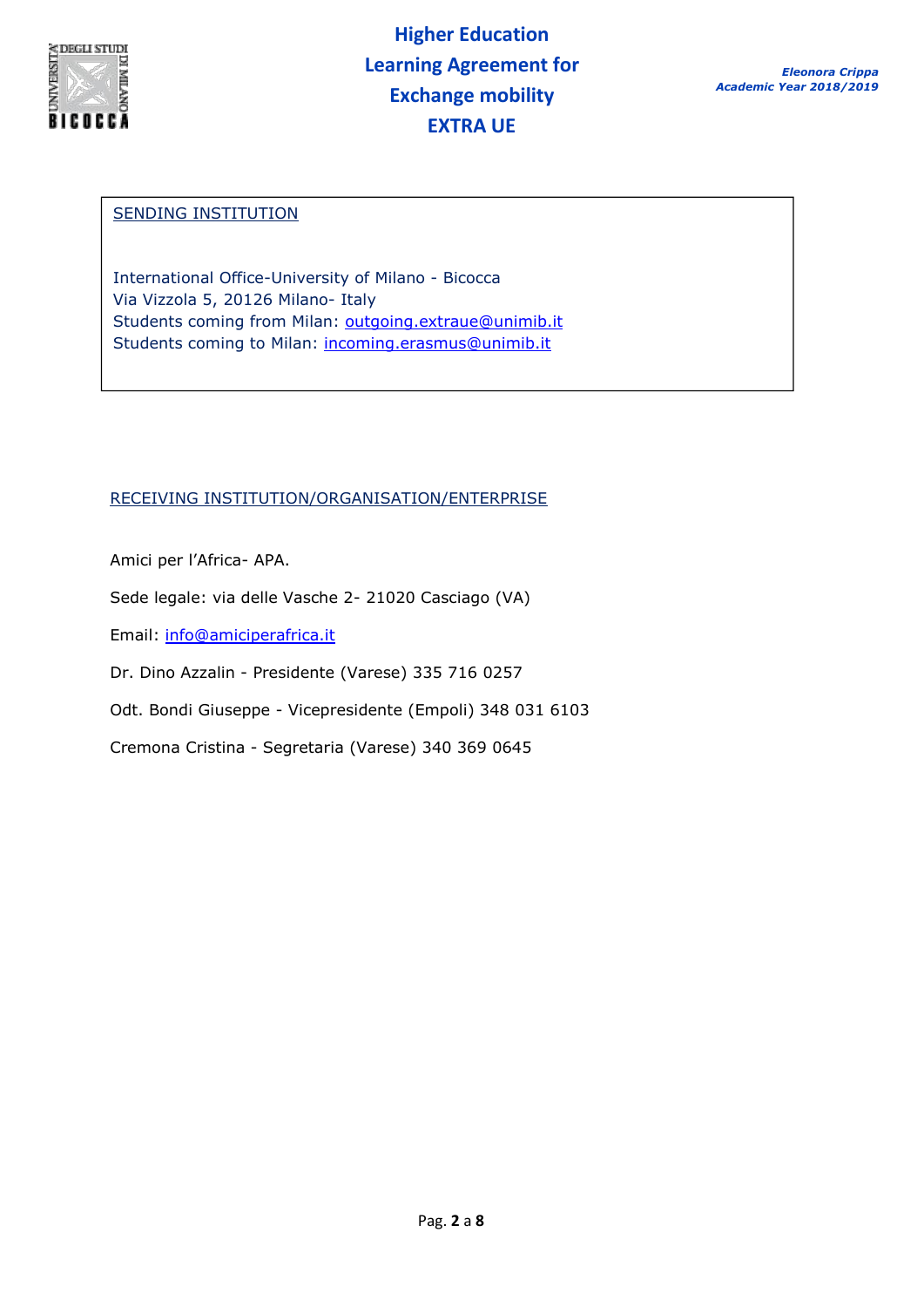SENDING INSTITUTION

International Office-University of Milano - Bicocca
Via Vizzola 5, 20126 Milano- Italy
Students coming from Milan: outgoing.extraue@unimib.it
Students coming to Milan: incoming.erasmus@unimib.it

RECEIVING INSTITUTION/ORGANISATION/ENTERPRISE

Amici per l’Africa- APA.

Sede legale: via delle Vasche 2- 21020 Casciago (VA)

Email: info@amiciperafrica.it

Dr. Dino Azzalin - Presidente (Varese) 335 716 0257

Odt. Bondi Giuseppe - Vicepresidente (Empoli) 348 031 6103

Cremona Cristina - Segretaria (Varese) 340 369 0645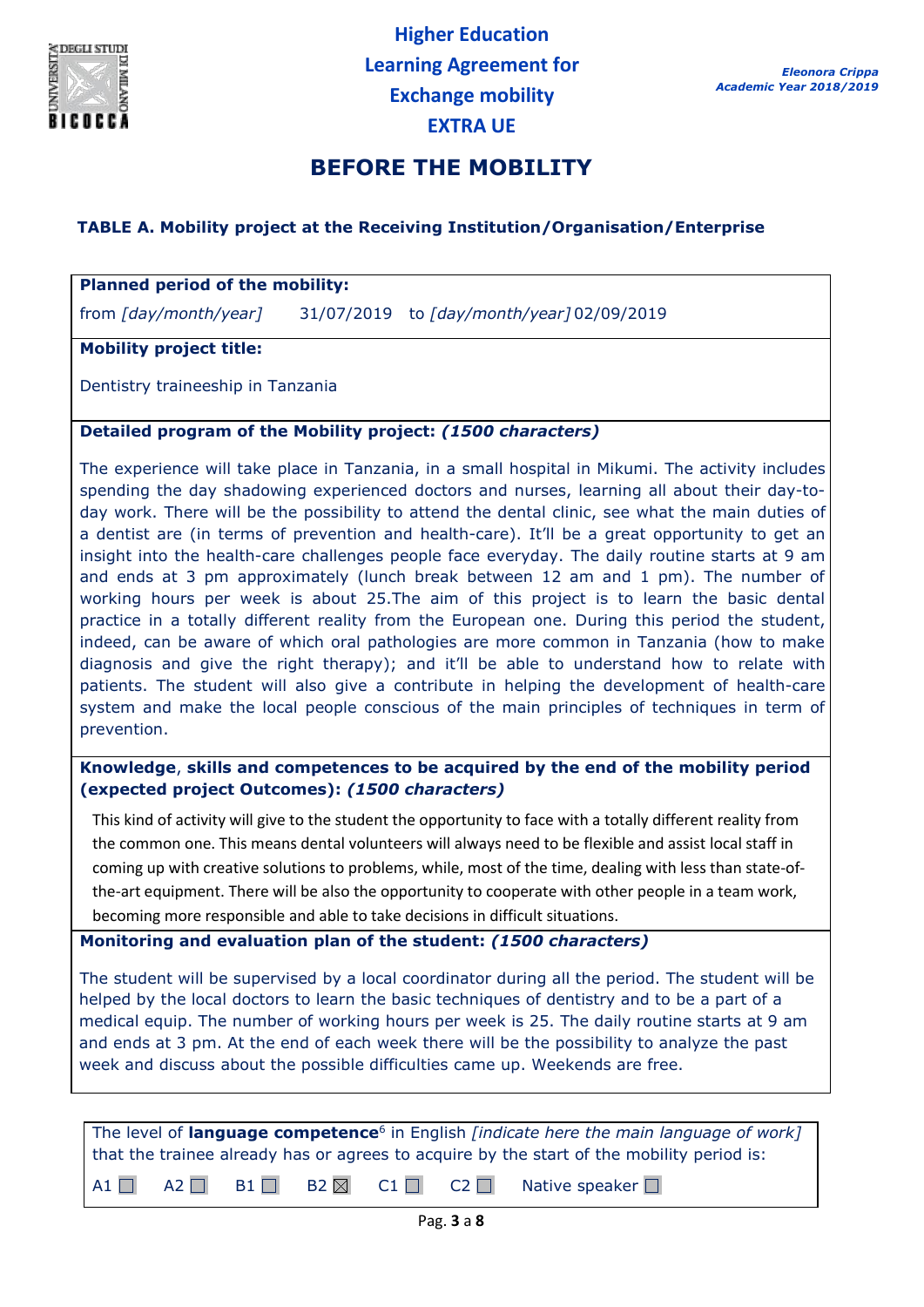# BEFORE THE MOBILITY

### TABLE A. Mobility project at the Receiving Institution/Organisation/Enterprise

**Planned period of the mobility:**

from *[day/month/year]* 31/07/2019 to *[day/month/year]* 02/09/2019

**Mobility project title:**

Dentistry traineeship in Tanzania

**Detailed program of the Mobility project:** ***(1500 characters)***

The experience will take place in Tanzania, in a small hospital in Mikumi. The activity includes spending the day shadowing experienced doctors and nurses, learning all about their day-to-day work. There will be the possibility to attend the dental clinic, see what the main duties of a dentist are (in terms of prevention and health-care). It'll be a great opportunity to get an insight into the health-care challenges people face everyday. The daily routine starts at 9 am and ends at 3 pm approximately (lunch break between 12 am and 1 pm). The number of working hours per week is about 25.The aim of this project is to learn the basic dental practice in a totally different reality from the European one. During this period the student, indeed, can be aware of which oral pathologies are more common in Tanzania (how to make diagnosis and give the right therapy); and it'll be able to understand how to relate with patients. The student will also give a contribute in helping the development of health-care system and make the local people conscious of the main principles of techniques in term of prevention.

**Knowledge, skills and competences to be acquired by the end of the mobility period (expected project Outcomes):** ***(1500 characters)***

This kind of activity will give to the student the opportunity to face with a totally different reality from the common one. This means dental volunteers will always need to be flexible and assist local staff in coming up with creative solutions to problems, while, most of the time, dealing with less than state-of-the-art equipment. There will be also the opportunity to cooperate with other people in a team work, becoming more responsible and able to take decisions in difficult situations.

**Monitoring and evaluation plan of the student:** ***(1500 characters)***

The student will be supervised by a local coordinator during all the period. The student will be helped by the local doctors to learn the basic techniques of dentistry and to be a part of a medical equip. The number of working hours per week is 25. The daily routine starts at 9 am and ends at 3 pm. At the end of each week there will be the possibility to analyze the past week and discuss about the possible difficulties came up. Weekends are free.

The level of **language competence**[6] in English *[indicate here the main language of work]* that the trainee already has or agrees to acquire by the start of the mobility period is:

A1 ☐ A2 ☐ B1 ☐ B2 ☒ C1 ☐ C2 ☐ Native speaker ☐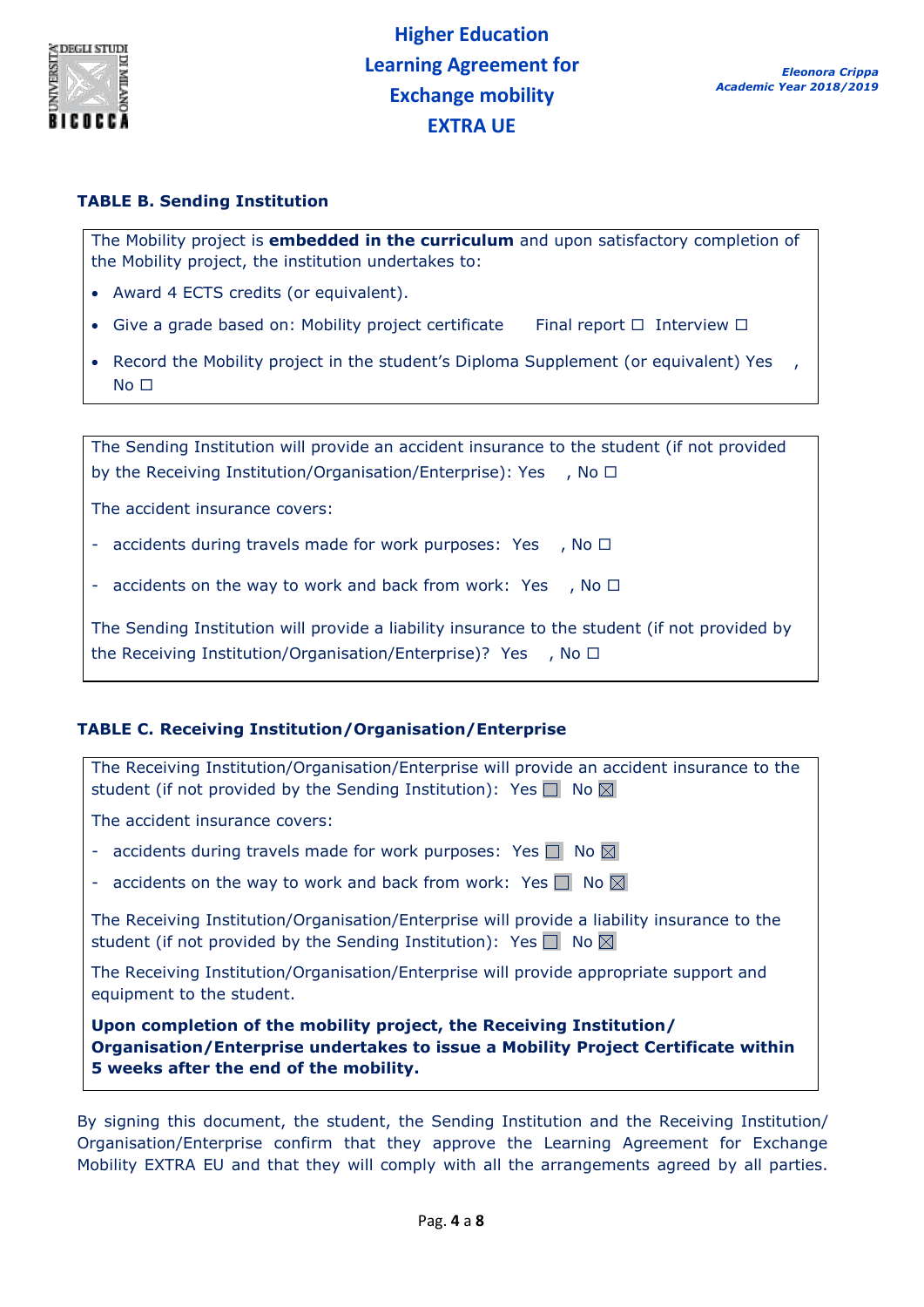**TABLE B. Sending Institution**

The Mobility project is **embedded in the curriculum** and upon satisfactory completion of the Mobility project, the institution undertakes to:

- Award 4 ECTS credits (or equivalent).
- Give a grade based on: Mobility project certificate    Final report ☐  Interview ☐
- Record the Mobility project in the student's Diploma Supplement (or equivalent) Yes  , No ☐

The Sending Institution will provide an accident insurance to the student (if not provided by the Receiving Institution/Organisation/Enterprise): Yes  , No ☐

The accident insurance covers:

- accidents during travels made for work purposes: Yes  , No ☐
- accidents on the way to work and back from work: Yes  , No ☐

The Sending Institution will provide a liability insurance to the student (if not provided by the Receiving Institution/Organisation/Enterprise)? Yes  , No ☐

**TABLE C. Receiving Institution/Organisation/Enterprise**

The Receiving Institution/Organisation/Enterprise will provide an accident insurance to the student (if not provided by the Sending Institution): Yes ☐ No ☒

The accident insurance covers:

- accidents during travels made for work purposes: Yes ☐ No ☒
- accidents on the way to work and back from work: Yes ☐ No ☒

The Receiving Institution/Organisation/Enterprise will provide a liability insurance to the student (if not provided by the Sending Institution): Yes ☐ No ☒

The Receiving Institution/Organisation/Enterprise will provide appropriate support and equipment to the student.

**Upon completion of the mobility project, the Receiving Institution/ Organisation/Enterprise undertakes to issue a Mobility Project Certificate within 5 weeks after the end of the mobility.**

By signing this document, the student, the Sending Institution and the Receiving Institution/ Organisation/Enterprise confirm that they approve the Learning Agreement for Exchange Mobility EXTRA EU and that they will comply with all the arrangements agreed by all parties.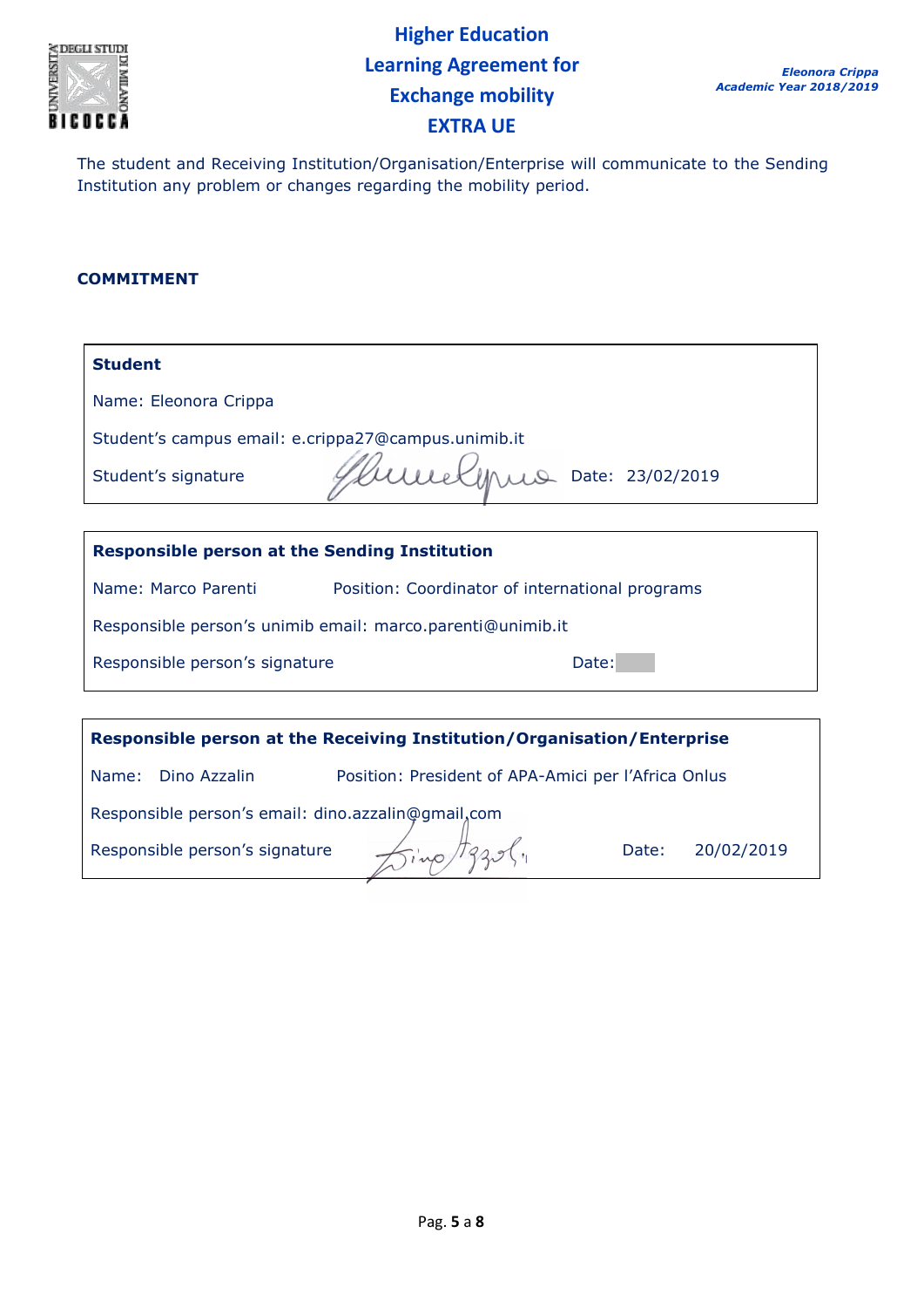The student and Receiving Institution/Organisation/Enterprise will communicate to the Sending Institution any problem or changes regarding the mobility period.

**COMMITMENT**

**Student**

Name: Eleonora Crippa

Student's campus email: e.crippa27@campus.unimib.it

Student's signature Date: 23/02/2019

**Responsible person at the Sending Institution**

Name: Marco Parenti Position: Coordinator of international programs

Responsible person's unimib email: marco.parenti@unimib.it

Responsible person's signature Date:

**Responsible person at the Receiving Institution/Organisation/Enterprise**

Name: Dino Azzalin Position: President of APA-Amici per l'Africa Onlus

Responsible person's email: dino.azzalin@gmail.com

Responsible person's signature Date: 20/02/2019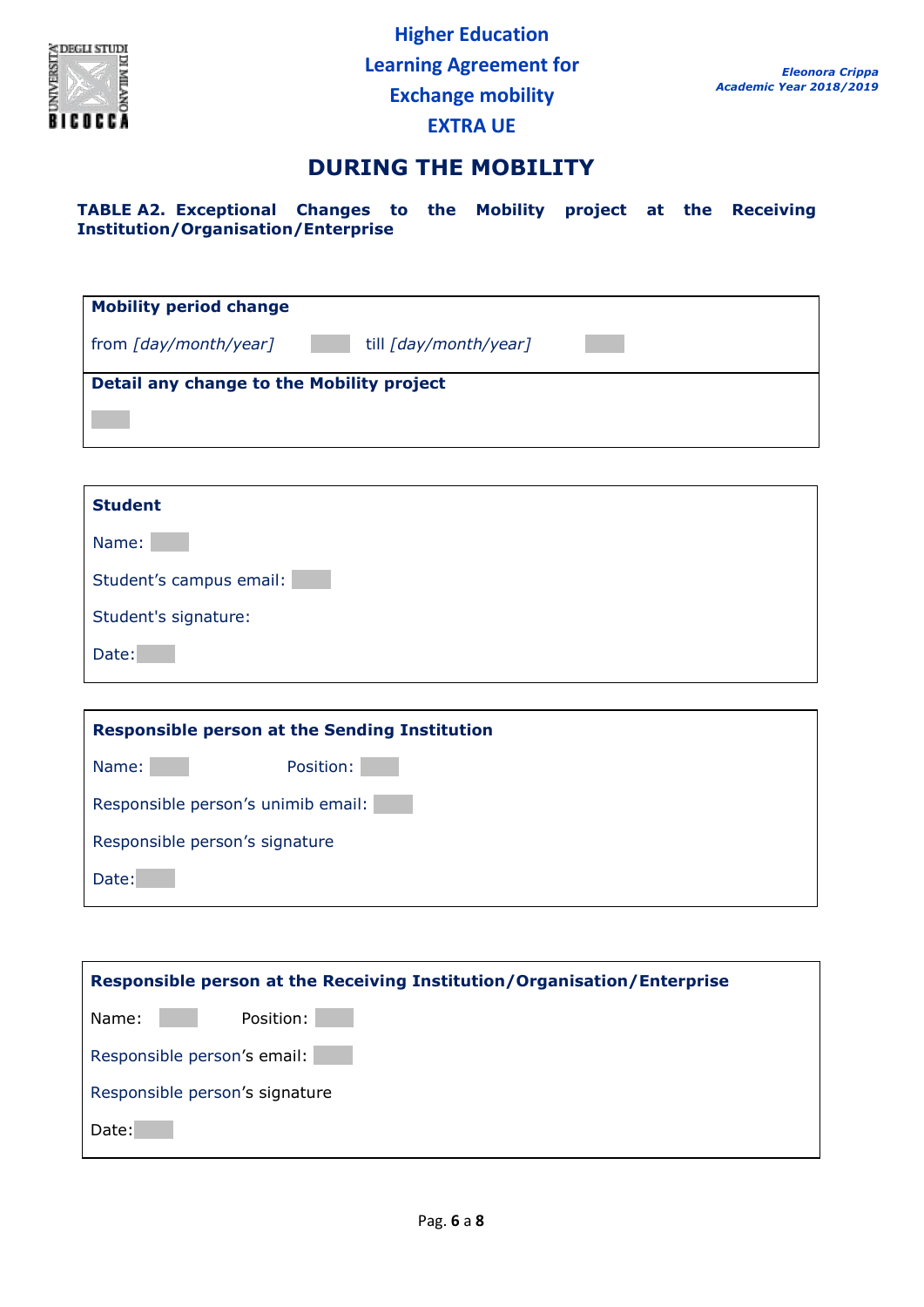Higher Education
Learning Agreement for
Exchange mobility
EXTRA UE

*Eleonora Crippa*
*Academic Year 2018/2019*

## DURING THE MOBILITY

**TABLE A2. Exceptional Changes to the Mobility project at the Receiving Institution/Organisation/Enterprise**

**Mobility period change**

from *[day/month/year]* till *[day/month/year]*

**Detail any change to the Mobility project**

**Student**

Name:

Student's campus email:

Student's signature:

Date:

**Responsible person at the Sending Institution**

Name: Position:

Responsible person's unimib email:

Responsible person's signature

Date:

**Responsible person at the Receiving Institution/Organisation/Enterprise**

Name: Position:

Responsible person's email:

Responsible person's signature

Date: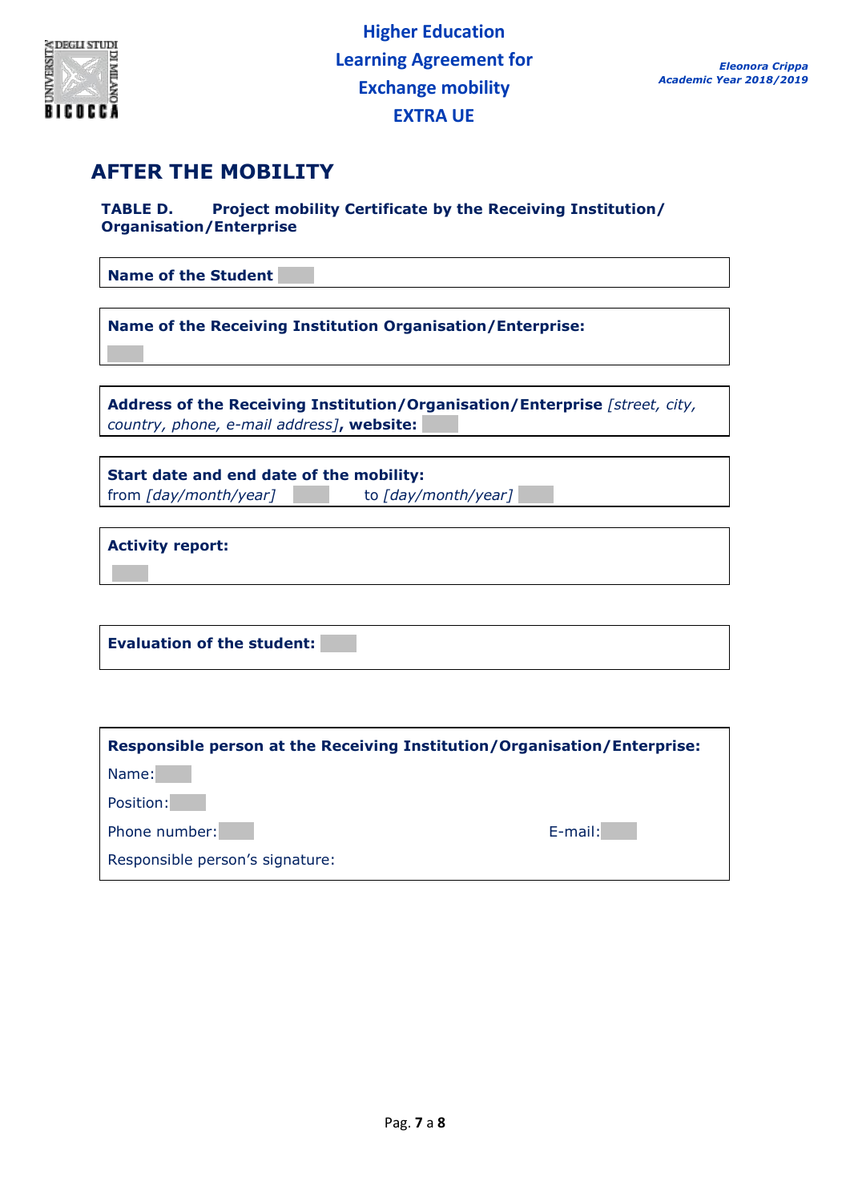## AFTER THE MOBILITY

**TABLE D. Project mobility Certificate by the Receiving Institution/ Organisation/Enterprise**

**Name of the Student**

**Name of the Receiving Institution Organisation/Enterprise:**

**Address of the Receiving Institution/Organisation/Enterprise** *[street, city, country, phone, e-mail address]*, **website:**

**Start date and end date of the mobility:**
from *[day/month/year]* to *[day/month/year]*

**Activity report:**

**Evaluation of the student:**

**Responsible person at the Receiving Institution/Organisation/Enterprise:**

Name:

Position:

Phone number: E-mail:

Responsible person's signature: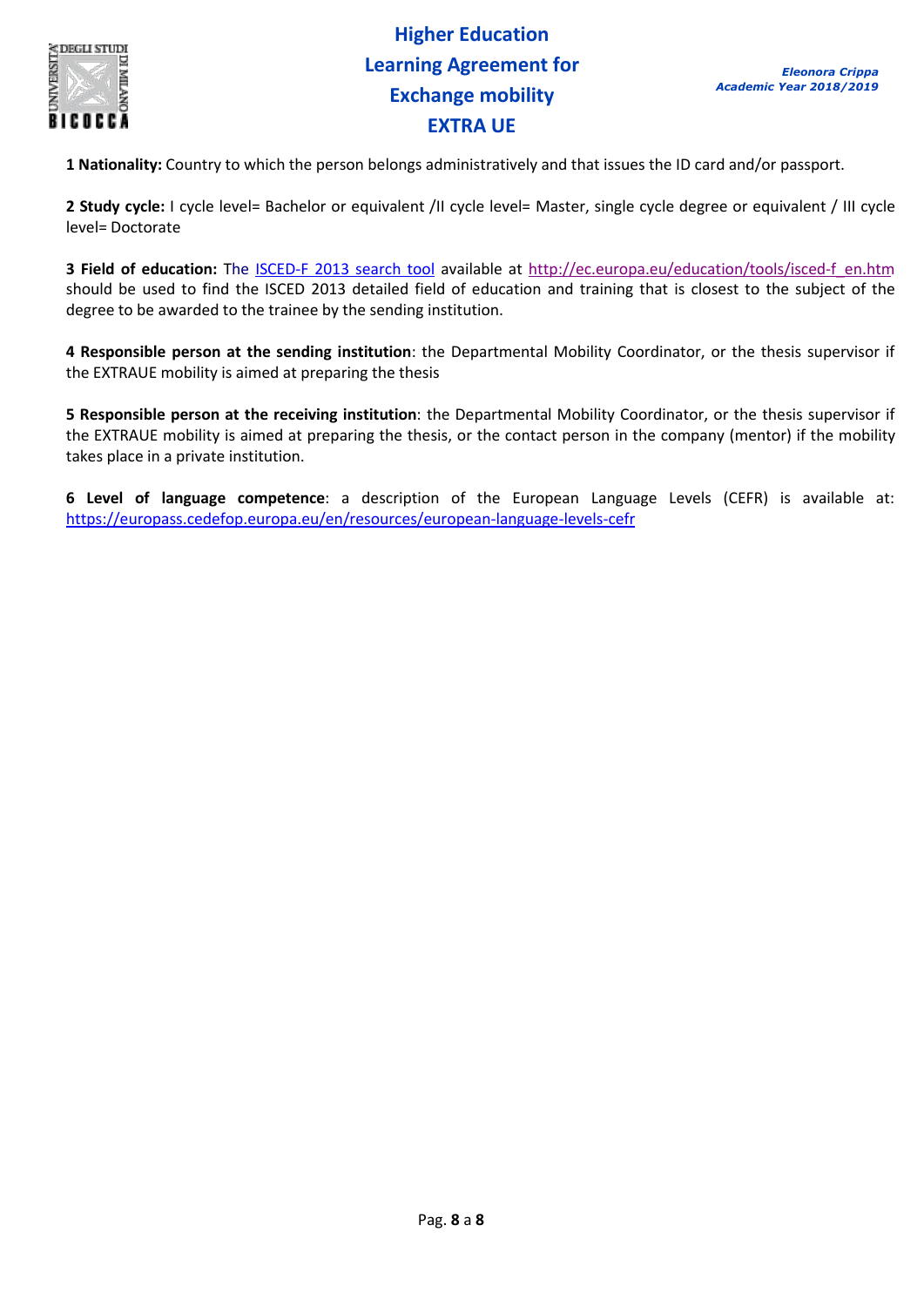**1 Nationality:** Country to which the person belongs administratively and that issues the ID card and/or passport.

**2 Study cycle:** I cycle level= Bachelor or equivalent /II cycle level= Master, single cycle degree or equivalent / III cycle level= Doctorate

**3 Field of education:** The ISCED-F 2013 search tool available at http://ec.europa.eu/education/tools/isced-f_en.htm should be used to find the ISCED 2013 detailed field of education and training that is closest to the subject of the degree to be awarded to the trainee by the sending institution.

**4 Responsible person at the sending institution**: the Departmental Mobility Coordinator, or the thesis supervisor if the EXTRAUE mobility is aimed at preparing the thesis

**5 Responsible person at the receiving institution**: the Departmental Mobility Coordinator, or the thesis supervisor if the EXTRAUE mobility is aimed at preparing the thesis, or the contact person in the company (mentor) if the mobility takes place in a private institution.

**6 Level of language competence**: a description of the European Language Levels (CEFR) is available at: https://europass.cedefop.europa.eu/en/resources/european-language-levels-cefr